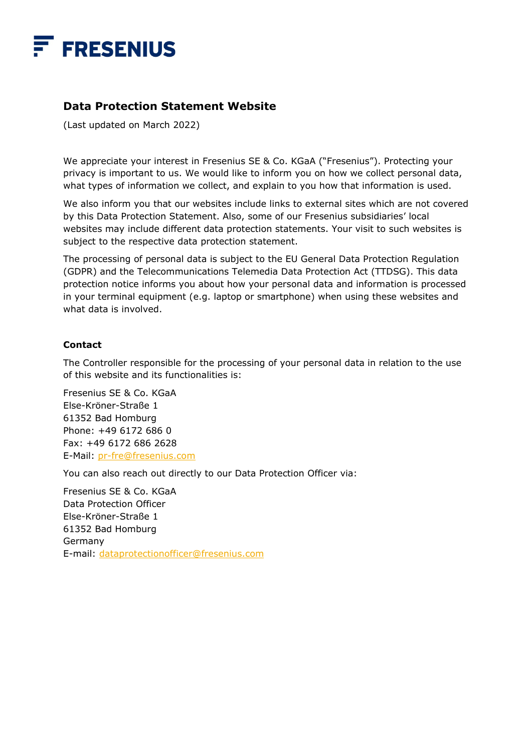FRESENIUS

# Data Protection Statement Website

(Last updated on March 2022)

We appreciate your interest in Fresenius SE & Co. KGaA ("Fresenius"). Protecting your privacy is important to us. We would like to inform you on how we collect personal data, what types of information we collect, and explain to you how that information is used.

We also inform you that our websites include links to external sites which are not covered by this Data Protection Statement. Also, some of our Fresenius subsidiaries' local websites may include different data protection statements. Your visit to such websites is subject to the respective data protection statement.

The processing of personal data is subject to the EU General Data Protection Regulation (GDPR) and the Telecommunications Telemedia Data Protection Act (TTDSG). This data protection notice informs you about how your personal data and information is processed in your terminal equipment (e.g. laptop or smartphone) when using these websites and what data is involved.

## Contact

The Controller responsible for the processing of your personal data in relation to the use of this website and its functionalities is:

Fresenius SE & Co. KGaA
Else-Kröner-Straße 1
61352 Bad Homburg
Phone: +49 6172 686 0
Fax: +49 6172 686 2628
E-Mail: pr-fre@fresenius.com

You can also reach out directly to our Data Protection Officer via:

Fresenius SE & Co. KGaA
Data Protection Officer
Else-Kröner-Straße 1
61352 Bad Homburg
Germany
E-mail: dataprotectionofficer@fresenius.com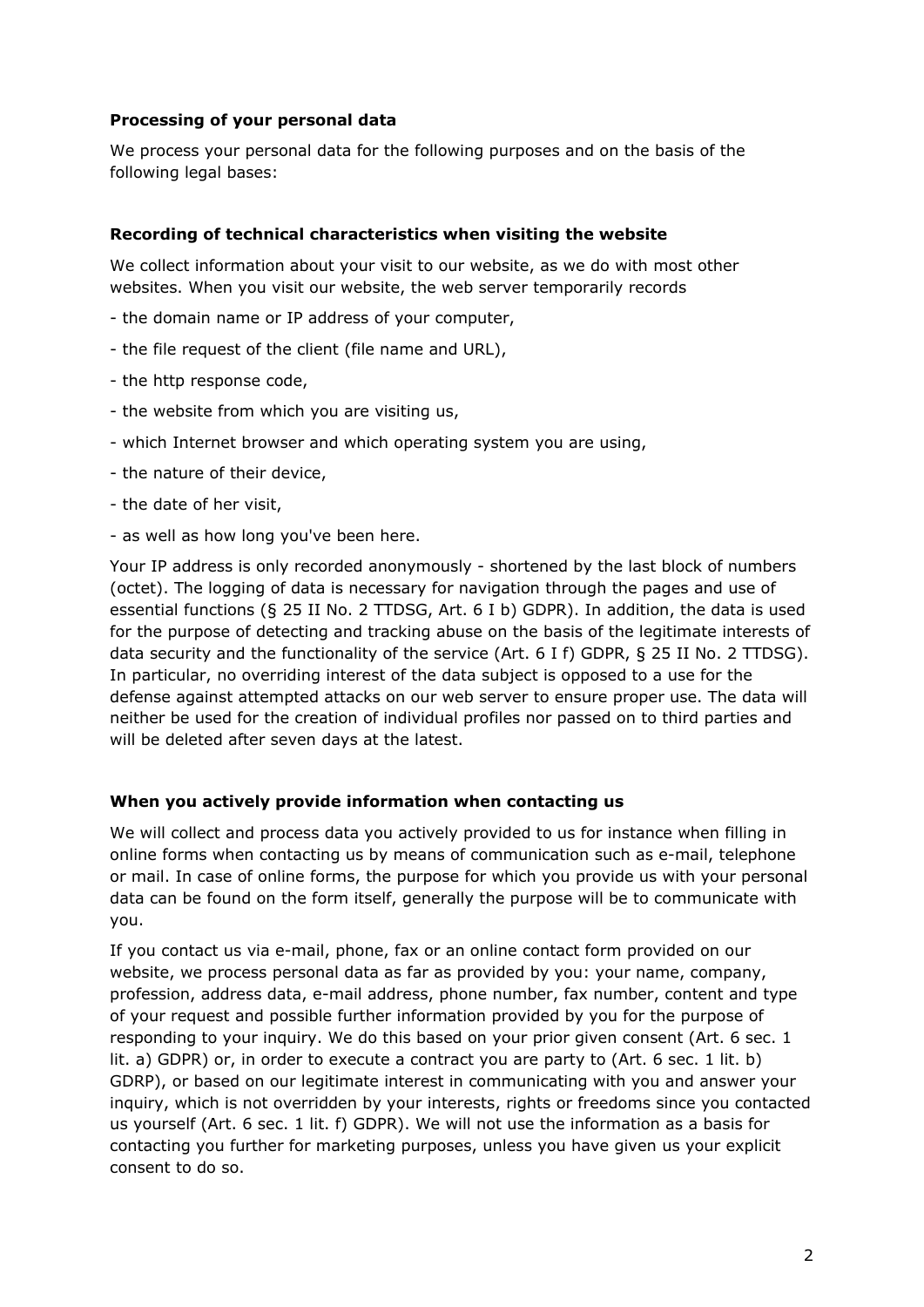### Processing of your personal data

We process your personal data for the following purposes and on the basis of the following legal bases:

### Recording of technical characteristics when visiting the website

We collect information about your visit to our website, as we do with most other websites. When you visit our website, the web server temporarily records

- the domain name or IP address of your computer,
- the file request of the client (file name and URL),
- the http response code,
- the website from which you are visiting us,
- which Internet browser and which operating system you are using,
- the nature of their device,
- the date of her visit,
- as well as how long you've been here.

Your IP address is only recorded anonymously - shortened by the last block of numbers (octet). The logging of data is necessary for navigation through the pages and use of essential functions (§ 25 II No. 2 TTDSG, Art. 6 I b) GDPR). In addition, the data is used for the purpose of detecting and tracking abuse on the basis of the legitimate interests of data security and the functionality of the service (Art. 6 I f) GDPR, § 25 II No. 2 TTDSG). In particular, no overriding interest of the data subject is opposed to a use for the defense against attempted attacks on our web server to ensure proper use. The data will neither be used for the creation of individual profiles nor passed on to third parties and will be deleted after seven days at the latest.

### When you actively provide information when contacting us

We will collect and process data you actively provided to us for instance when filling in online forms when contacting us by means of communication such as e-mail, telephone or mail. In case of online forms, the purpose for which you provide us with your personal data can be found on the form itself, generally the purpose will be to communicate with you.

If you contact us via e-mail, phone, fax or an online contact form provided on our website, we process personal data as far as provided by you: your name, company, profession, address data, e-mail address, phone number, fax number, content and type of your request and possible further information provided by you for the purpose of responding to your inquiry. We do this based on your prior given consent (Art. 6 sec. 1 lit. a) GDPR) or, in order to execute a contract you are party to (Art. 6 sec. 1 lit. b) GDRP), or based on our legitimate interest in communicating with you and answer your inquiry, which is not overridden by your interests, rights or freedoms since you contacted us yourself (Art. 6 sec. 1 lit. f) GDPR). We will not use the information as a basis for contacting you further for marketing purposes, unless you have given us your explicit consent to do so.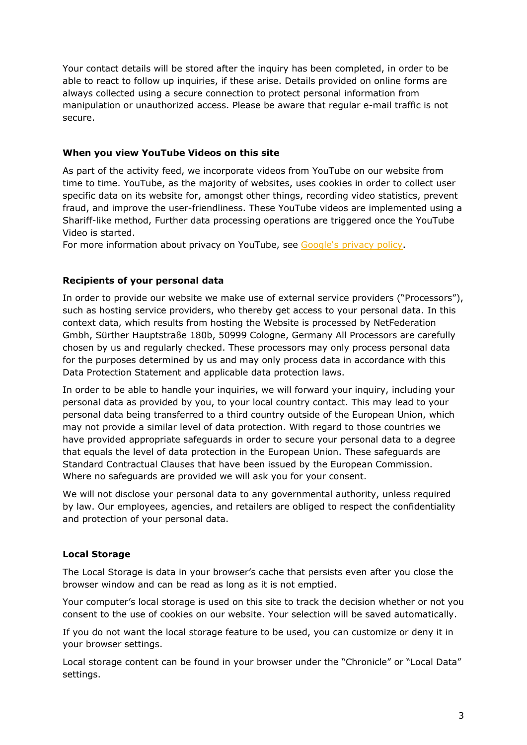Your contact details will be stored after the inquiry has been completed, in order to be able to react to follow up inquiries, if these arise. Details provided on online forms are always collected using a secure connection to protect personal information from manipulation or unauthorized access. Please be aware that regular e-mail traffic is not secure.

**When you view YouTube Videos on this site**

As part of the activity feed, we incorporate videos from YouTube on our website from time to time. YouTube, as the majority of websites, uses cookies in order to collect user specific data on its website for, amongst other things, recording video statistics, prevent fraud, and improve the user-friendliness. These YouTube videos are implemented using a Shariff-like method, Further data processing operations are triggered once the YouTube Video is started.
For more information about privacy on YouTube, see Google's privacy policy.

**Recipients of your personal data**

In order to provide our website we make use of external service providers ("Processors"), such as hosting service providers, who thereby get access to your personal data. In this context data, which results from hosting the Website is processed by NetFederation Gmbh, Sürther Hauptstraße 180b, 50999 Cologne, Germany All Processors are carefully chosen by us and regularly checked. These processors may only process personal data for the purposes determined by us and may only process data in accordance with this Data Protection Statement and applicable data protection laws.

In order to be able to handle your inquiries, we will forward your inquiry, including your personal data as provided by you, to your local country contact. This may lead to your personal data being transferred to a third country outside of the European Union, which may not provide a similar level of data protection. With regard to those countries we have provided appropriate safeguards in order to secure your personal data to a degree that equals the level of data protection in the European Union. These safeguards are Standard Contractual Clauses that have been issued by the European Commission. Where no safeguards are provided we will ask you for your consent.

We will not disclose your personal data to any governmental authority, unless required by law. Our employees, agencies, and retailers are obliged to respect the confidentiality and protection of your personal data.

**Local Storage**

The Local Storage is data in your browser's cache that persists even after you close the browser window and can be read as long as it is not emptied.

Your computer's local storage is used on this site to track the decision whether or not you consent to the use of cookies on our website. Your selection will be saved automatically.

If you do not want the local storage feature to be used, you can customize or deny it in your browser settings.

Local storage content can be found in your browser under the "Chronicle" or "Local Data" settings.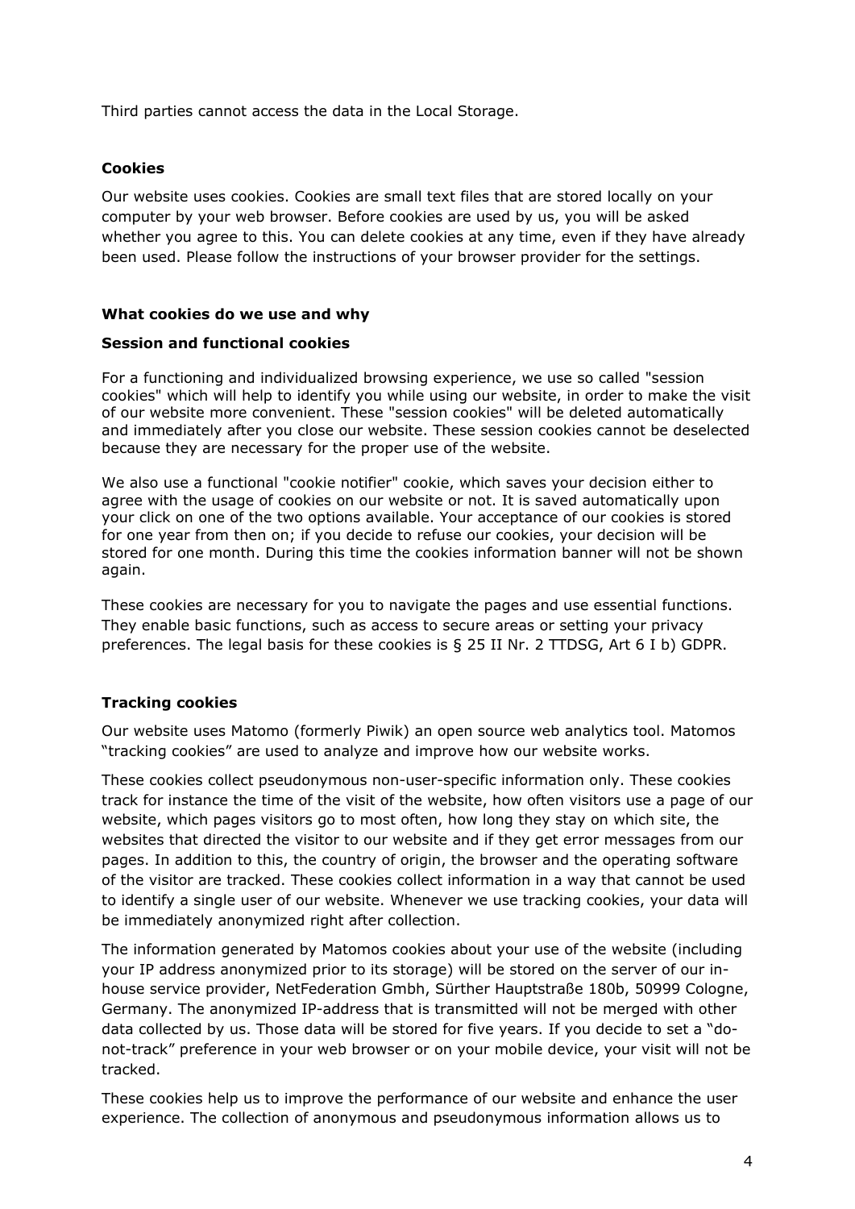Third parties cannot access the data in the Local Storage.

### Cookies

Our website uses cookies. Cookies are small text files that are stored locally on your computer by your web browser. Before cookies are used by us, you will be asked whether you agree to this. You can delete cookies at any time, even if they have already been used. Please follow the instructions of your browser provider for the settings.

### What cookies do we use and why

#### Session and functional cookies

For a functioning and individualized browsing experience, we use so called "session cookies" which will help to identify you while using our website, in order to make the visit of our website more convenient. These "session cookies" will be deleted automatically and immediately after you close our website. These session cookies cannot be deselected because they are necessary for the proper use of the website.

We also use a functional "cookie notifier" cookie, which saves your decision either to agree with the usage of cookies on our website or not. It is saved automatically upon your click on one of the two options available. Your acceptance of our cookies is stored for one year from then on; if you decide to refuse our cookies, your decision will be stored for one month. During this time the cookies information banner will not be shown again.

These cookies are necessary for you to navigate the pages and use essential functions. They enable basic functions, such as access to secure areas or setting your privacy preferences. The legal basis for these cookies is § 25 II Nr. 2 TTDSG, Art 6 I b) GDPR.

#### Tracking cookies

Our website uses Matomo (formerly Piwik) an open source web analytics tool. Matomos "tracking cookies" are used to analyze and improve how our website works.

These cookies collect pseudonymous non-user-specific information only. These cookies track for instance the time of the visit of the website, how often visitors use a page of our website, which pages visitors go to most often, how long they stay on which site, the websites that directed the visitor to our website and if they get error messages from our pages. In addition to this, the country of origin, the browser and the operating software of the visitor are tracked. These cookies collect information in a way that cannot be used to identify a single user of our website. Whenever we use tracking cookies, your data will be immediately anonymized right after collection.

The information generated by Matomos cookies about your use of the website (including your IP address anonymized prior to its storage) will be stored on the server of our in-house service provider, NetFederation Gmbh, Sürther Hauptstraße 180b, 50999 Cologne, Germany. The anonymized IP-address that is transmitted will not be merged with other data collected by us. Those data will be stored for five years. If you decide to set a "do-not-track" preference in your web browser or on your mobile device, your visit will not be tracked.

These cookies help us to improve the performance of our website and enhance the user experience. The collection of anonymous and pseudonymous information allows us to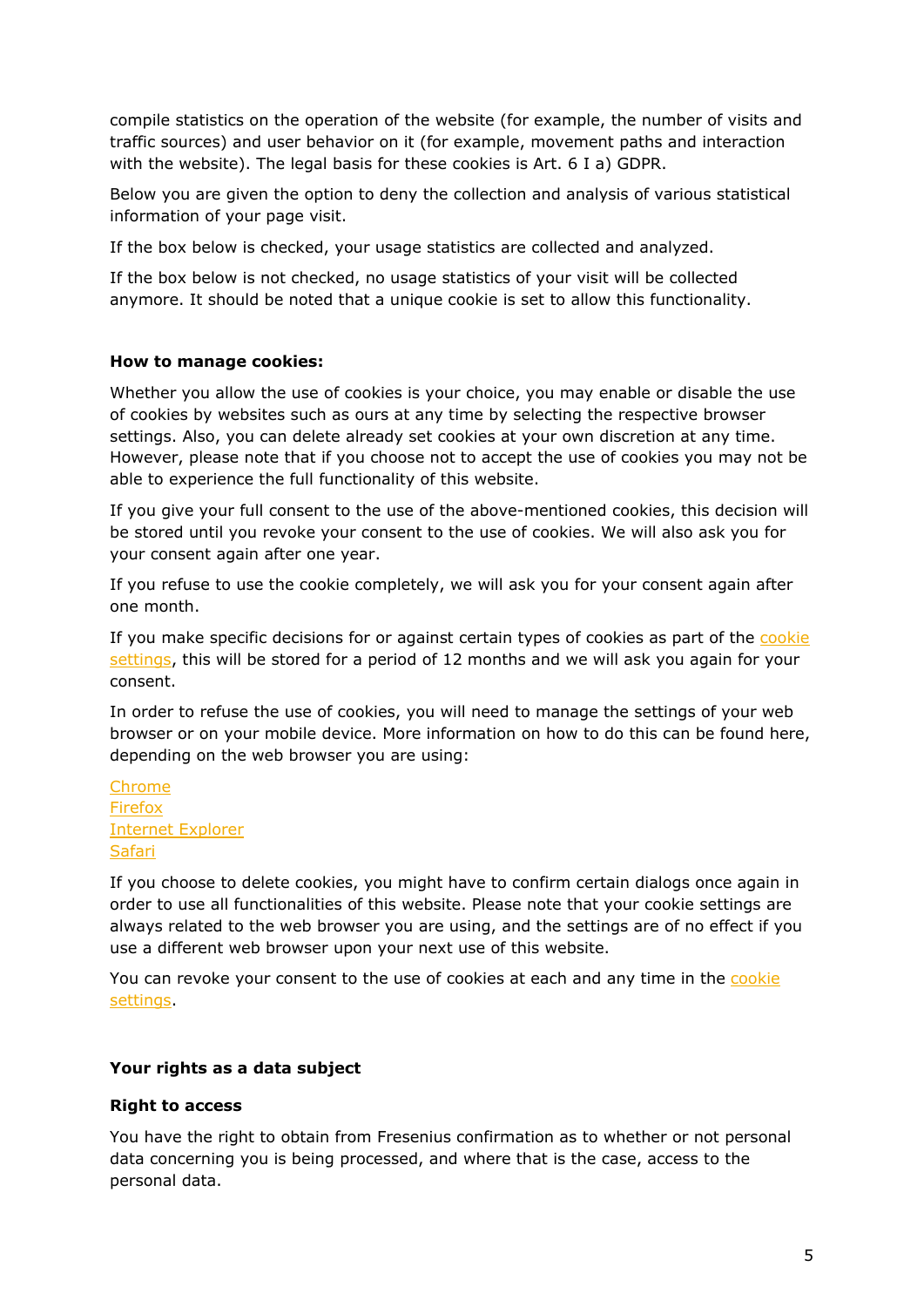compile statistics on the operation of the website (for example, the number of visits and traffic sources) and user behavior on it (for example, movement paths and interaction with the website). The legal basis for these cookies is Art. 6 I a) GDPR.

Below you are given the option to deny the collection and analysis of various statistical information of your page visit.

If the box below is checked, your usage statistics are collected and analyzed.

If the box below is not checked, no usage statistics of your visit will be collected anymore. It should be noted that a unique cookie is set to allow this functionality.

**How to manage cookies:**

Whether you allow the use of cookies is your choice, you may enable or disable the use of cookies by websites such as ours at any time by selecting the respective browser settings. Also, you can delete already set cookies at your own discretion at any time. However, please note that if you choose not to accept the use of cookies you may not be able to experience the full functionality of this website.

If you give your full consent to the use of the above-mentioned cookies, this decision will be stored until you revoke your consent to the use of cookies. We will also ask you for your consent again after one year.

If you refuse to use the cookie completely, we will ask you for your consent again after one month.

If you make specific decisions for or against certain types of cookies as part of the cookie settings, this will be stored for a period of 12 months and we will ask you again for your consent.

In order to refuse the use of cookies, you will need to manage the settings of your web browser or on your mobile device. More information on how to do this can be found here, depending on the web browser you are using:

Chrome
Firefox
Internet Explorer
Safari

If you choose to delete cookies, you might have to confirm certain dialogs once again in order to use all functionalities of this website. Please note that your cookie settings are always related to the web browser you are using, and the settings are of no effect if you use a different web browser upon your next use of this website.

You can revoke your consent to the use of cookies at each and any time in the cookie settings.

**Your rights as a data subject**

**Right to access**

You have the right to obtain from Fresenius confirmation as to whether or not personal data concerning you is being processed, and where that is the case, access to the personal data.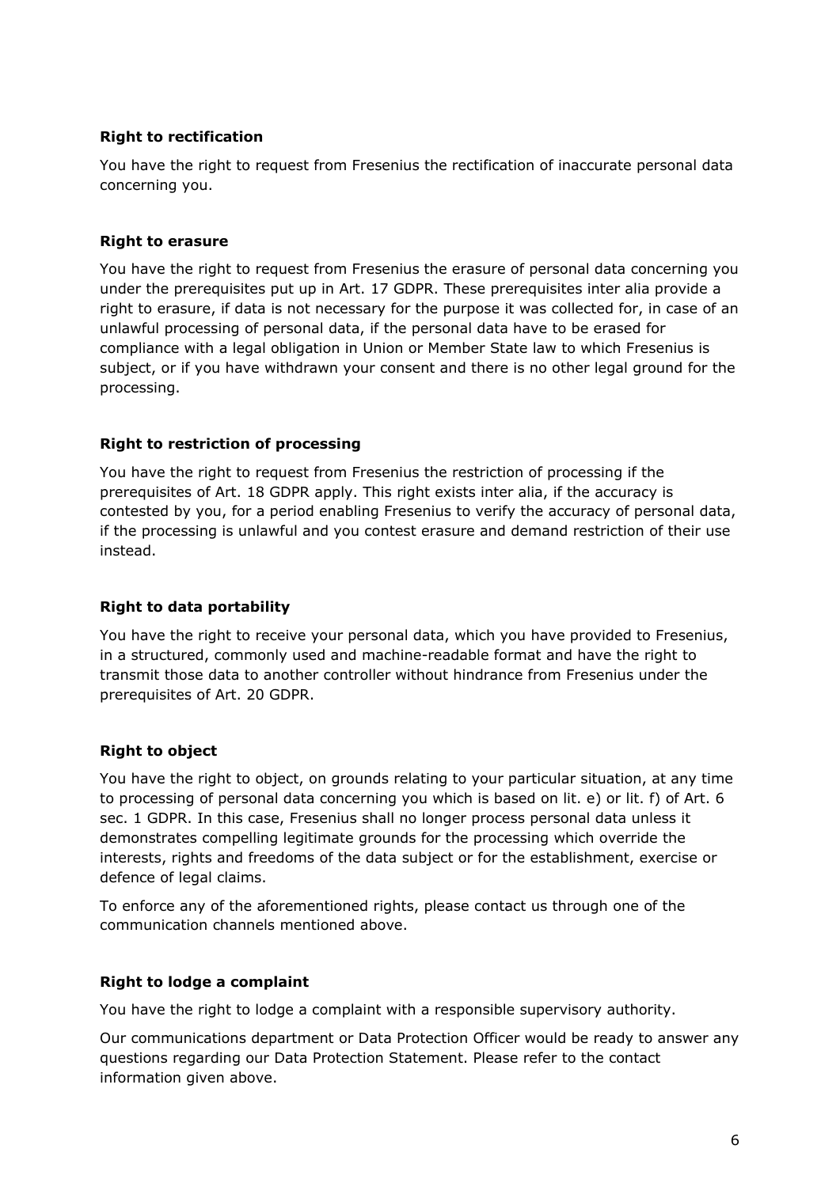**Right to rectification**

You have the right to request from Fresenius the rectification of inaccurate personal data concerning you.

**Right to erasure**

You have the right to request from Fresenius the erasure of personal data concerning you under the prerequisites put up in Art. 17 GDPR. These prerequisites inter alia provide a right to erasure, if data is not necessary for the purpose it was collected for, in case of an unlawful processing of personal data, if the personal data have to be erased for compliance with a legal obligation in Union or Member State law to which Fresenius is subject, or if you have withdrawn your consent and there is no other legal ground for the processing.

**Right to restriction of processing**

You have the right to request from Fresenius the restriction of processing if the prerequisites of Art. 18 GDPR apply. This right exists inter alia, if the accuracy is contested by you, for a period enabling Fresenius to verify the accuracy of personal data, if the processing is unlawful and you contest erasure and demand restriction of their use instead.

**Right to data portability**

You have the right to receive your personal data, which you have provided to Fresenius, in a structured, commonly used and machine-readable format and have the right to transmit those data to another controller without hindrance from Fresenius under the prerequisites of Art. 20 GDPR.

**Right to object**

You have the right to object, on grounds relating to your particular situation, at any time to processing of personal data concerning you which is based on lit. e) or lit. f) of Art. 6 sec. 1 GDPR. In this case, Fresenius shall no longer process personal data unless it demonstrates compelling legitimate grounds for the processing which override the interests, rights and freedoms of the data subject or for the establishment, exercise or defence of legal claims.

To enforce any of the aforementioned rights, please contact us through one of the communication channels mentioned above.

**Right to lodge a complaint**

You have the right to lodge a complaint with a responsible supervisory authority.

Our communications department or Data Protection Officer would be ready to answer any questions regarding our Data Protection Statement. Please refer to the contact information given above.